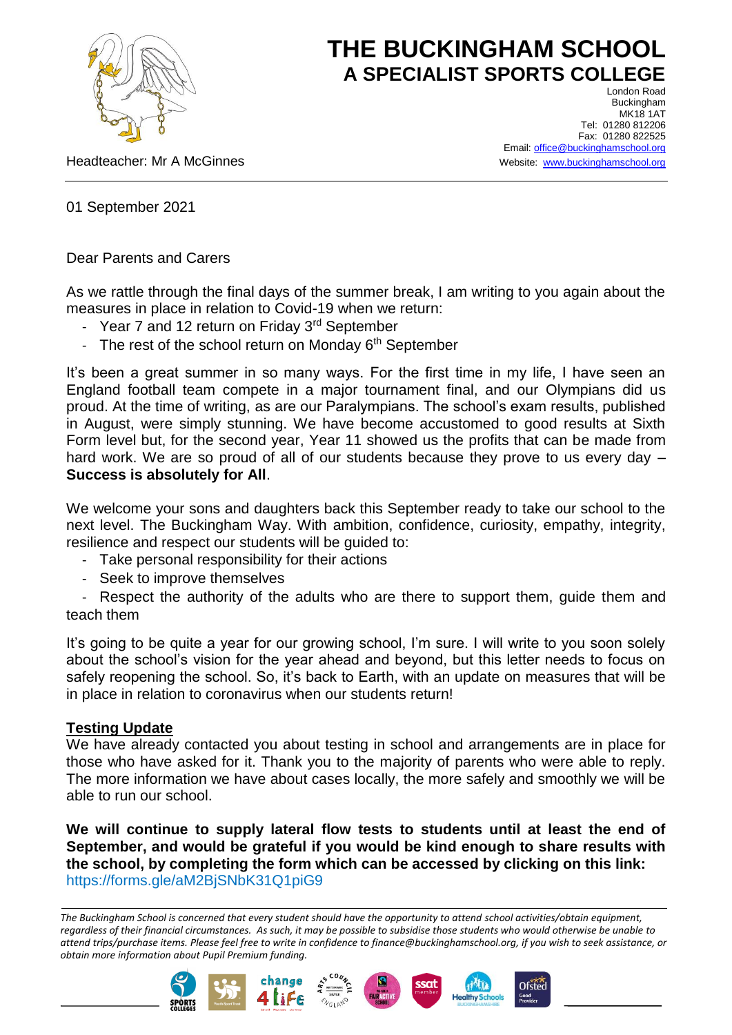# THE BUCKINGHAM SCHOOL
## A SPECIALIST SPORTS COLLEGE

London Road
Buckingham
MK18 1AT
Tel: 01280 812206
Fax: 01280 822525
Email: office@buckinghamschool.org
Website: www.buckinghamschool.org

Headteacher: Mr A McGinnes

01 September 2021

Dear Parents and Carers

As we rattle through the final days of the summer break, I am writing to you again about the measures in place in relation to Covid-19 when we return:

- Year 7 and 12 return on Friday 3rd September
- The rest of the school return on Monday 6th September

It's been a great summer in so many ways. For the first time in my life, I have seen an England football team compete in a major tournament final, and our Olympians did us proud. At the time of writing, as are our Paralympians. The school's exam results, published in August, were simply stunning. We have become accustomed to good results at Sixth Form level but, for the second year, Year 11 showed us the profits that can be made from hard work. We are so proud of all of our students because they prove to us every day – **Success is absolutely for All**.

We welcome your sons and daughters back this September ready to take our school to the next level. The Buckingham Way. With ambition, confidence, curiosity, empathy, integrity, resilience and respect our students will be guided to:

- Take personal responsibility for their actions
- Seek to improve themselves
- Respect the authority of the adults who are there to support them, guide them and teach them

It's going to be quite a year for our growing school, I'm sure. I will write to you soon solely about the school's vision for the year ahead and beyond, but this letter needs to focus on safely reopening the school. So, it's back to Earth, with an update on measures that will be in place in relation to coronavirus when our students return!

### Testing Update

We have already contacted you about testing in school and arrangements are in place for those who have asked for it. Thank you to the majority of parents who were able to reply. The more information we have about cases locally, the more safely and smoothly we will be able to run our school.

**We will continue to supply lateral flow tests to students until at least the end of September, and would be grateful if you would be kind enough to share results with the school, by completing the form which can be accessed by clicking on this link:** https://forms.gle/aM2BjSNbK31Q1piG9

*The Buckingham School is concerned that every student should have the opportunity to attend school activities/obtain equipment, regardless of their financial circumstances. As such, it may be possible to subsidise those students who would otherwise be unable to attend trips/purchase items. Please feel free to write in confidence to finance@buckinghamschool.org, if you wish to seek assistance, or obtain more information about Pupil Premium funding.*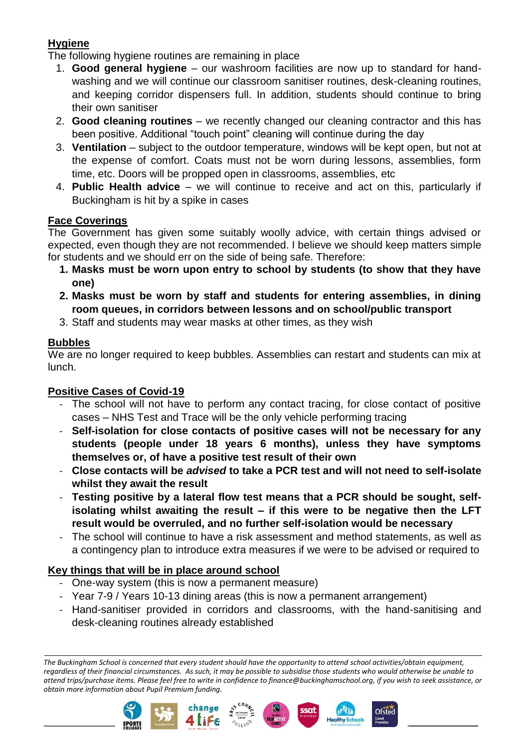## Hygiene

The following hygiene routines are remaining in place

1. **Good general hygiene** – our washroom facilities are now up to standard for hand-washing and we will continue our classroom sanitiser routines, desk-cleaning routines, and keeping corridor dispensers full. In addition, students should continue to bring their own sanitiser
2. **Good cleaning routines** – we recently changed our cleaning contractor and this has been positive. Additional "touch point" cleaning will continue during the day
3. **Ventilation** – subject to the outdoor temperature, windows will be kept open, but not at the expense of comfort. Coats must not be worn during lessons, assemblies, form time, etc. Doors will be propped open in classrooms, assemblies, etc
4. **Public Health advice** – we will continue to receive and act on this, particularly if Buckingham is hit by a spike in cases

## Face Coverings

The Government has given some suitably woolly advice, with certain things advised or expected, even though they are not recommended. I believe we should keep matters simple for students and we should err on the side of being safe. Therefore:

1. **Masks must be worn upon entry to school by students (to show that they have one)**
2. **Masks must be worn by staff and students for entering assemblies, in dining room queues, in corridors between lessons and on school/public transport**
3. Staff and students may wear masks at other times, as they wish

## Bubbles

We are no longer required to keep bubbles. Assemblies can restart and students can mix at lunch.

## Positive Cases of Covid-19

- The school will not have to perform any contact tracing, for close contact of positive cases – NHS Test and Trace will be the only vehicle performing tracing
- **Self-isolation for close contacts of positive cases will not be necessary for any students (people under 18 years 6 months), unless they have symptoms themselves or, of have a positive test result of their own**
- **Close contacts will be *advised* to take a PCR test and will not need to self-isolate whilst they await the result**
- **Testing positive by a lateral flow test means that a PCR should be sought, self-isolating whilst awaiting the result – if this were to be negative then the LFT result would be overruled, and no further self-isolation would be necessary**
- The school will continue to have a risk assessment and method statements, as well as a contingency plan to introduce extra measures if we were to be advised or required to

## Key things that will be in place around school

- One-way system (this is now a permanent measure)
- Year 7-9 / Years 10-13 dining areas (this is now a permanent arrangement)
- Hand-sanitiser provided in corridors and classrooms, with the hand-sanitising and desk-cleaning routines already established

*The Buckingham School is concerned that every student should have the opportunity to attend school activities/obtain equipment, regardless of their financial circumstances. As such, it may be possible to subsidise those students who would otherwise be unable to attend trips/purchase items. Please feel free to write in confidence to finance@buckinghamschool.org, if you wish to seek assistance, or obtain more information about Pupil Premium funding.*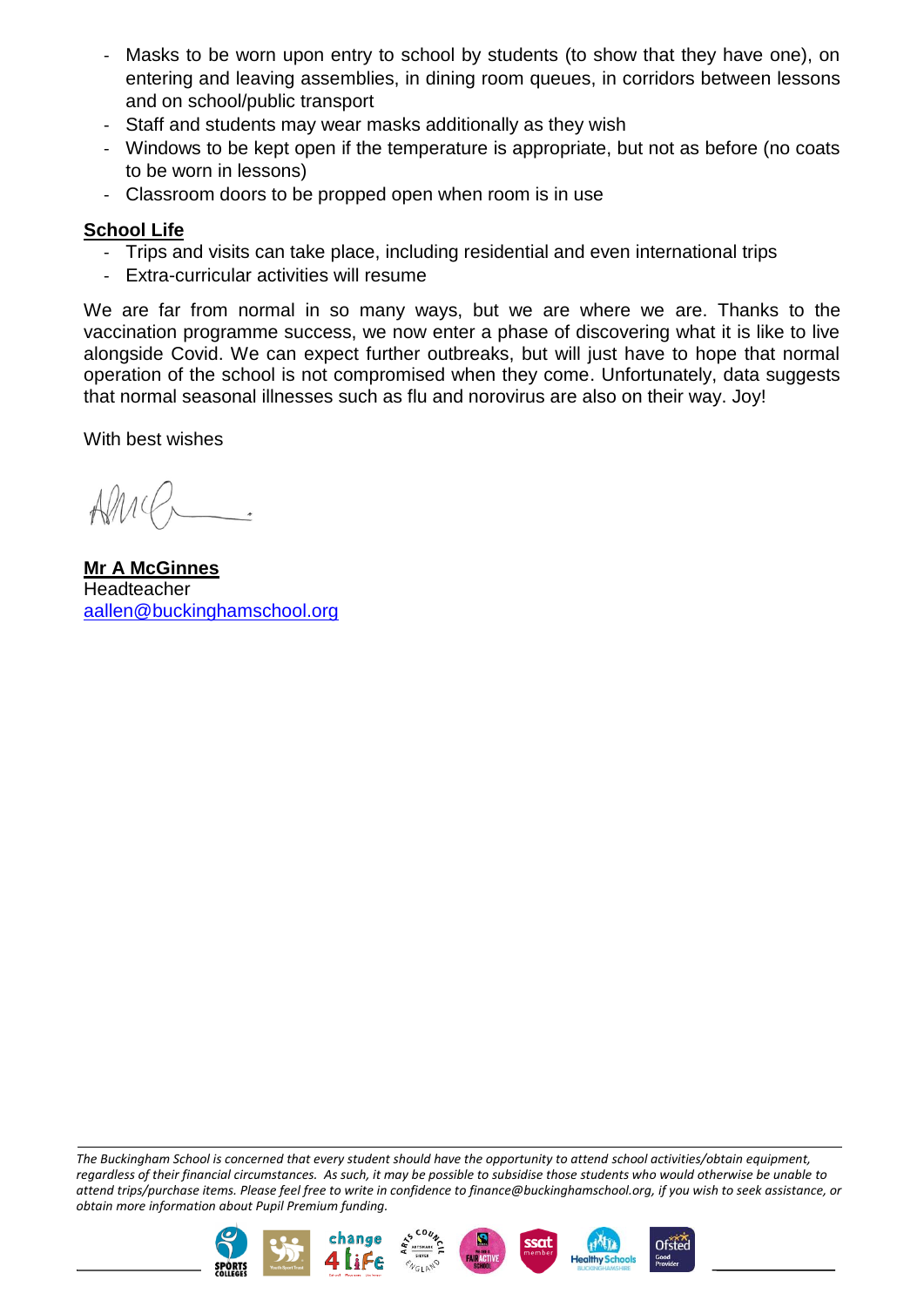- Masks to be worn upon entry to school by students (to show that they have one), on entering and leaving assemblies, in dining room queues, in corridors between lessons and on school/public transport
- Staff and students may wear masks additionally as they wish
- Windows to be kept open if the temperature is appropriate, but not as before (no coats to be worn in lessons)
- Classroom doors to be propped open when room is in use

**School Life**

- Trips and visits can take place, including residential and even international trips
- Extra-curricular activities will resume

We are far from normal in so many ways, but we are where we are. Thanks to the vaccination programme success, we now enter a phase of discovering what it is like to live alongside Covid. We can expect further outbreaks, but will just have to hope that normal operation of the school is not compromised when they come. Unfortunately, data suggests that normal seasonal illnesses such as flu and norovirus are also on their way. Joy!

With best wishes

**Mr A McGinnes**
Headteacher
aallen@buckinghamschool.org

*The Buckingham School is concerned that every student should have the opportunity to attend school activities/obtain equipment, regardless of their financial circumstances. As such, it may be possible to subsidise those students who would otherwise be unable to attend trips/purchase items. Please feel free to write in confidence to finance@buckinghamschool.org, if you wish to seek assistance, or obtain more information about Pupil Premium funding.*